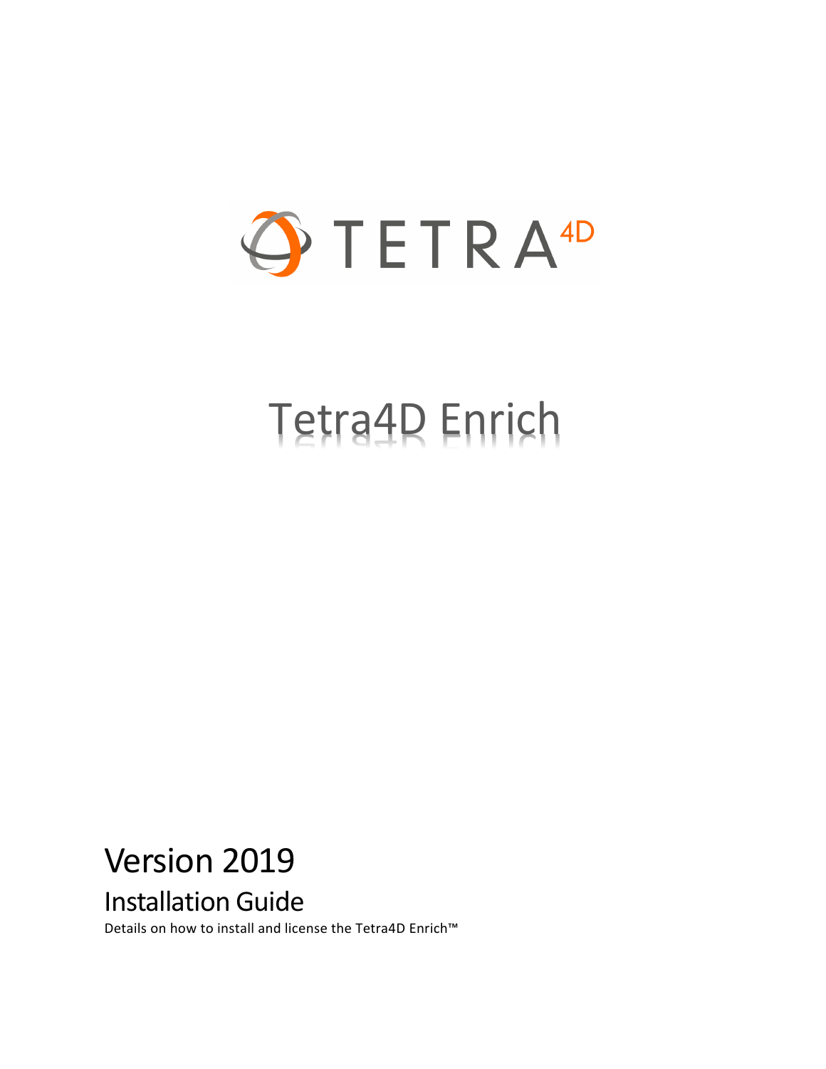TETRA 4D

# Tetra4D Enrich

## Version 2019

### Installation Guide

Details on how to install and license the Tetra4D Enrich™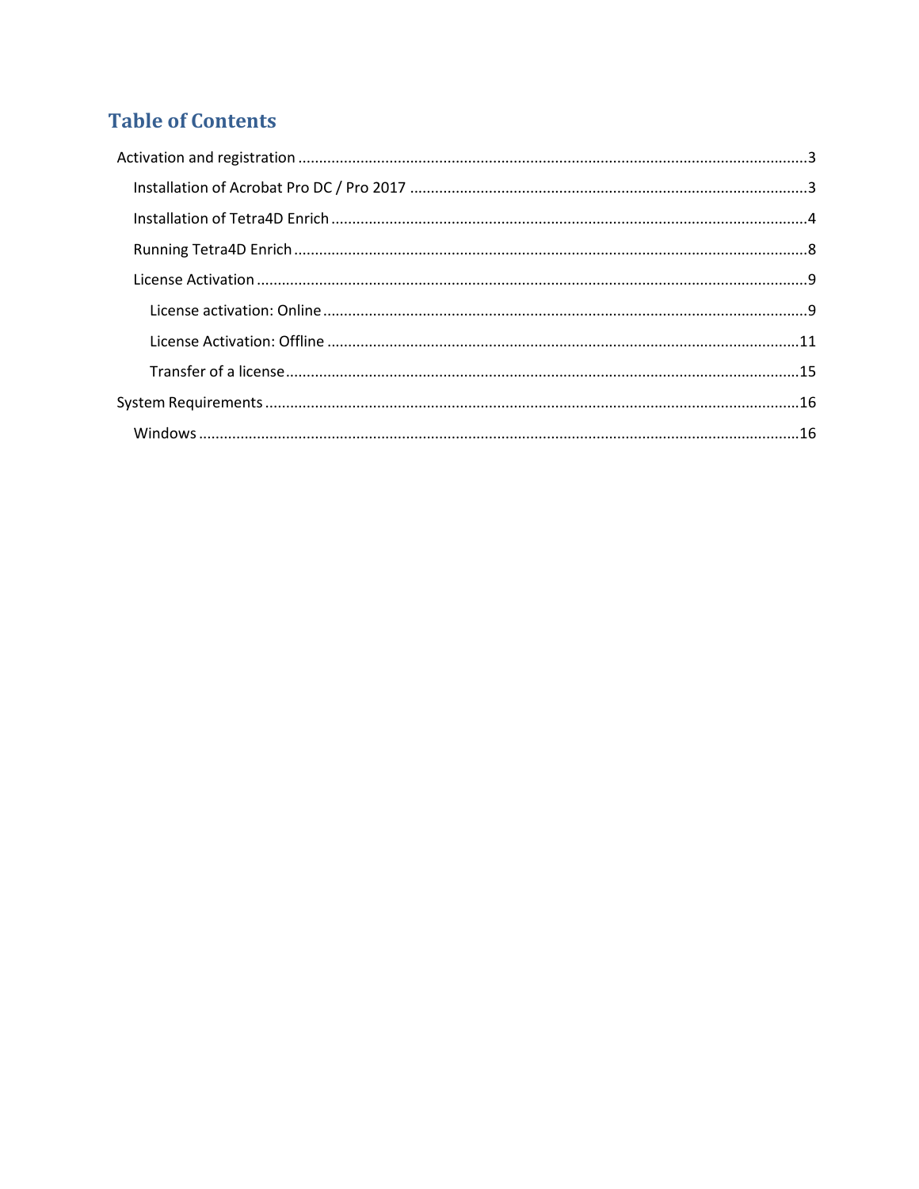# Table of Contents

Activation and registration ........................................................................................................................3

- Installation of Acrobat Pro DC / Pro 2017 ...............................................................................................3
- Installation of Tetra4D Enrich ..................................................................................................................4
- Running Tetra4D Enrich ...........................................................................................................................8
- License Activation ....................................................................................................................................9
  - License activation: Online ...................................................................................................................9
  - License Activation: Offline .................................................................................................................11
  - Transfer of a license ...........................................................................................................................15

System Requirements ................................................................................................................................16

- Windows ...............................................................................................................................................16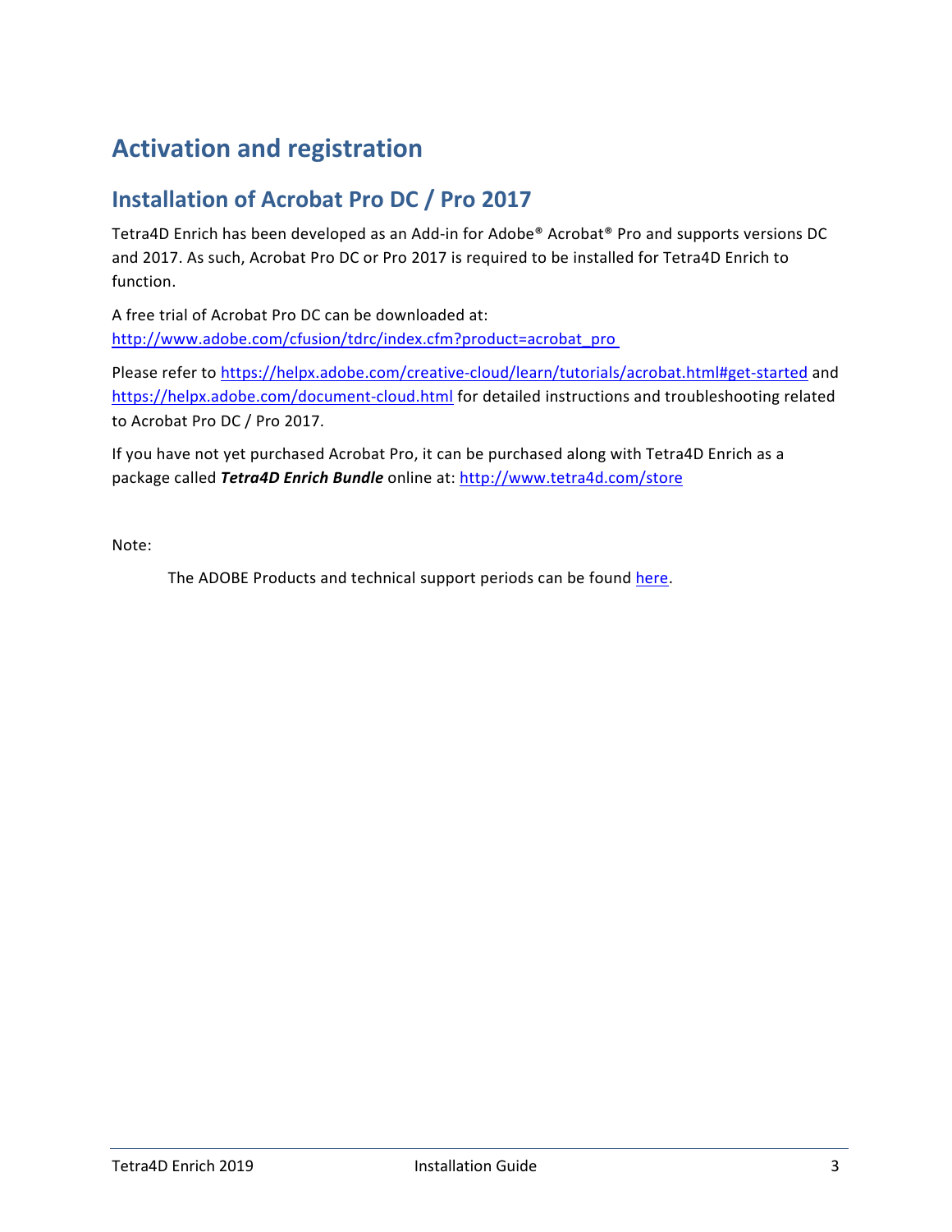# Activation and registration

## Installation of Acrobat Pro DC / Pro 2017

Tetra4D Enrich has been developed as an Add-in for Adobe® Acrobat® Pro and supports versions DC and 2017. As such, Acrobat Pro DC or Pro 2017 is required to be installed for Tetra4D Enrich to function.

A free trial of Acrobat Pro DC can be downloaded at:
http://www.adobe.com/cfusion/tdrc/index.cfm?product=acrobat_pro

Please refer to https://helpx.adobe.com/creative-cloud/learn/tutorials/acrobat.html#get-started and https://helpx.adobe.com/document-cloud.html for detailed instructions and troubleshooting related to Acrobat Pro DC / Pro 2017.

If you have not yet purchased Acrobat Pro, it can be purchased along with Tetra4D Enrich as a package called ***Tetra4D Enrich Bundle*** online at: http://www.tetra4d.com/store

Note:

> The ADOBE Products and technical support periods can be found here.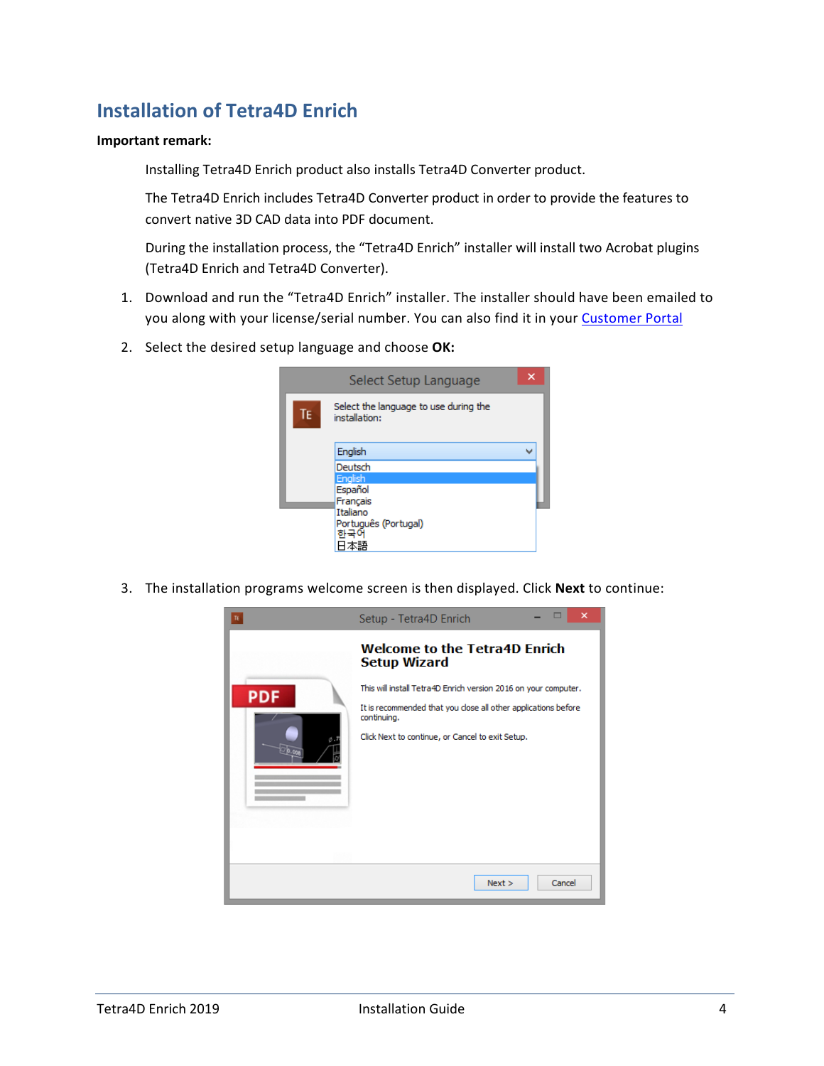## Installation of Tetra4D Enrich

**Important remark:**

Installing Tetra4D Enrich product also installs Tetra4D Converter product.

The Tetra4D Enrich includes Tetra4D Converter product in order to provide the features to convert native 3D CAD data into PDF document.

During the installation process, the "Tetra4D Enrich" installer will install two Acrobat plugins (Tetra4D Enrich and Tetra4D Converter).

1. Download and run the "Tetra4D Enrich" installer. The installer should have been emailed to you along with your license/serial number. You can also find it in your Customer Portal
2. Select the desired setup language and choose **OK:**
3. The installation programs welcome screen is then displayed. Click **Next** to continue: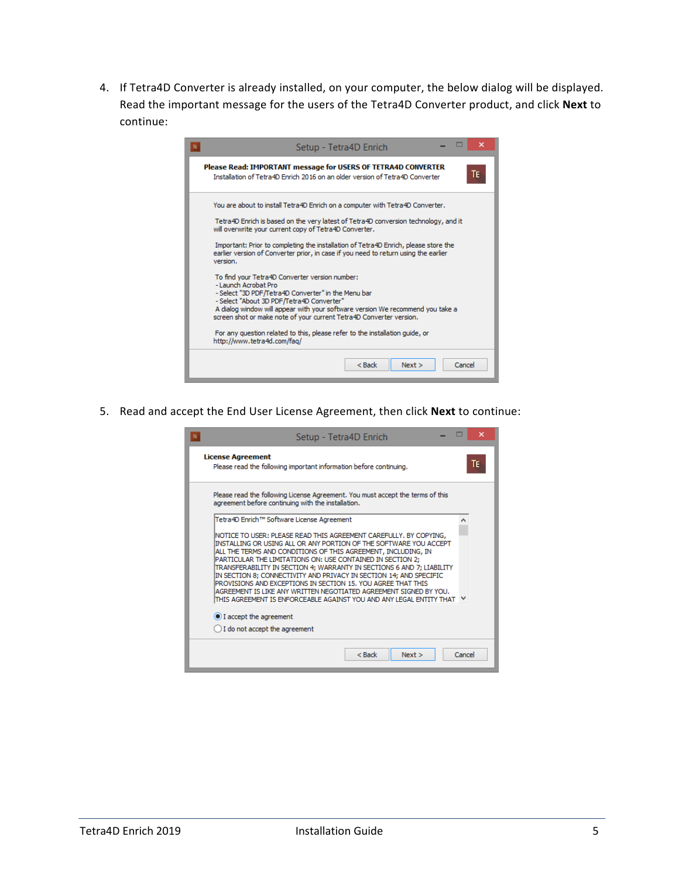4. If Tetra4D Converter is already installed, on your computer, the below dialog will be displayed. Read the important message for the users of the Tetra4D Converter product, and click **Next** to continue:

Setup - Tetra4D Enrich

**Please Read: IMPORTANT message for USERS OF TETRA4D CONVERTER**
Installation of Tetra4D Enrich 2016 on an older version of Tetra4D Converter

You are about to install Tetra4D Enrich on a computer with Tetra4D Converter.

Tetra4D Enrich is based on the very latest of Tetra4D conversion technology, and it will overwrite your current copy of Tetra4D Converter.

Important: Prior to completing the installation of Tetra4D Enrich, please store the earlier version of Converter prior, in case if you need to return using the earlier version.

To find your Tetra4D Converter version number:
- Launch Acrobat Pro
- Select "3D PDF/Tetra4D Converter" in the Menu bar
- Select "About 3D PDF/Tetra4D Converter"

A dialog window will appear with your software version We recommend you take a screen shot or make note of your current Tetra4D Converter version.

For any question related to this, please refer to the installation guide, or http://www.tetra4d.com/faq/

< Back | Next > | Cancel

5. Read and accept the End User License Agreement, then click **Next** to continue:

Setup - Tetra4D Enrich

**License Agreement**
Please read the following important information before continuing.

Please read the following License Agreement. You must accept the terms of this agreement before continuing with the installation.

Tetra4D Enrich™ Software License Agreement

NOTICE TO USER: PLEASE READ THIS AGREEMENT CAREFULLY. BY COPYING, INSTALLING OR USING ALL OR ANY PORTION OF THE SOFTWARE YOU ACCEPT ALL THE TERMS AND CONDITIONS OF THIS AGREEMENT, INCLUDING, IN PARTICULAR THE LIMITATIONS ON: USE CONTAINED IN SECTION 2; TRANSFERABILITY IN SECTION 4; WARRANTY IN SECTIONS 6 AND 7; LIABILITY IN SECTION 8; CONNECTIVITY AND PRIVACY IN SECTION 14; AND SPECIFIC PROVISIONS AND EXCEPTIONS IN SECTION 15. YOU AGREE THAT THIS AGREEMENT IS LIKE ANY WRITTEN NEGOTIATED AGREEMENT SIGNED BY YOU. THIS AGREEMENT IS ENFORCEABLE AGAINST YOU AND ANY LEGAL ENTITY THAT

(●) I accept the agreement
( ) I do not accept the agreement

< Back | Next > | Cancel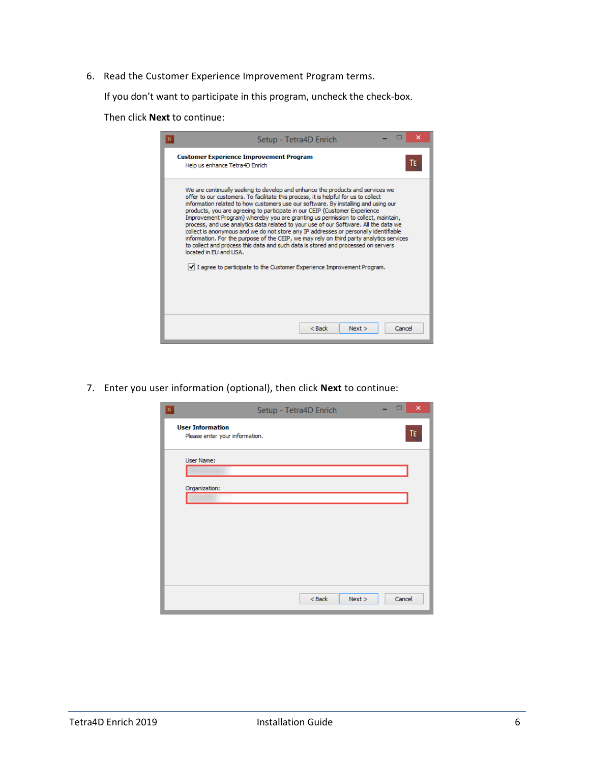6. Read the Customer Experience Improvement Program terms.

   If you don't want to participate in this program, uncheck the check-box.

   Then click **Next** to continue:

7. Enter you user information (optional), then click **Next** to continue: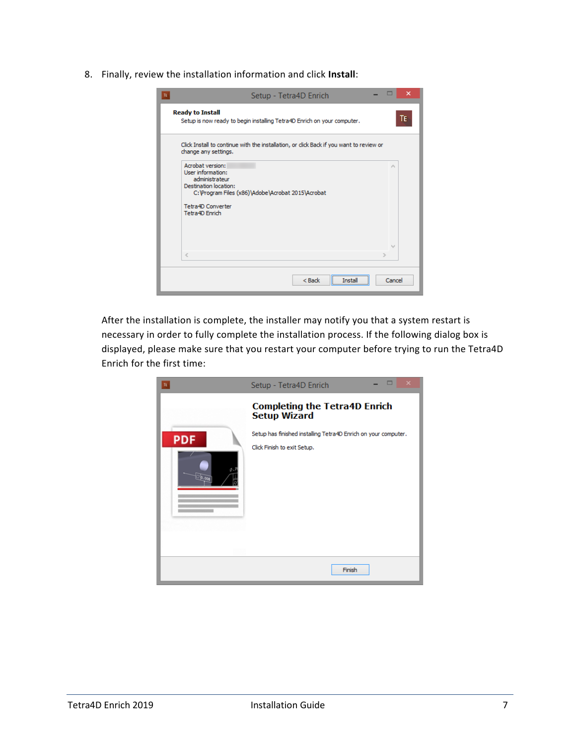8. Finally, review the installation information and click **Install**:

After the installation is complete, the installer may notify you that a system restart is necessary in order to fully complete the installation process. If the following dialog box is displayed, please make sure that you restart your computer before trying to run the Tetra4D Enrich for the first time: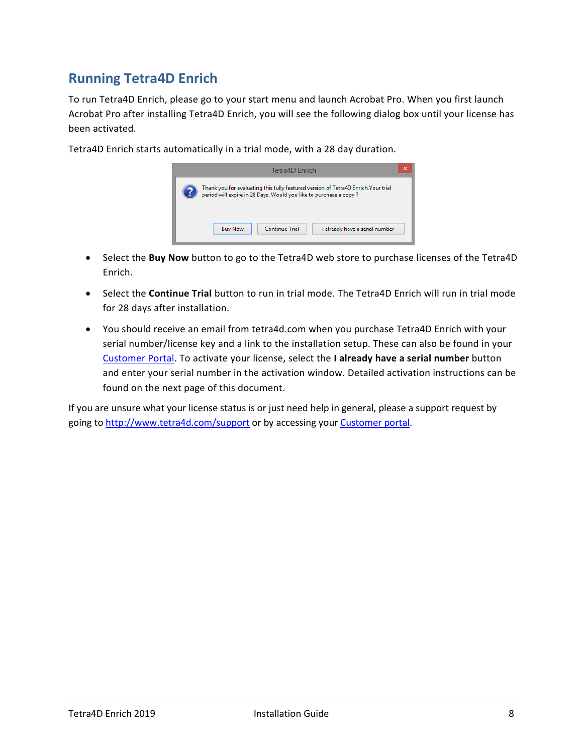## Running Tetra4D Enrich

To run Tetra4D Enrich, please go to your start menu and launch Acrobat Pro. When you first launch Acrobat Pro after installing Tetra4D Enrich, you will see the following dialog box until your license has been activated.

Tetra4D Enrich starts automatically in a trial mode, with a 28 day duration.

- Select the **Buy Now** button to go to the Tetra4D web store to purchase licenses of the Tetra4D Enrich.
- Select the **Continue Trial** button to run in trial mode. The Tetra4D Enrich will run in trial mode for 28 days after installation.
- You should receive an email from tetra4d.com when you purchase Tetra4D Enrich with your serial number/license key and a link to the installation setup. These can also be found in your Customer Portal. To activate your license, select the **I already have a serial number** button and enter your serial number in the activation window. Detailed activation instructions can be found on the next page of this document.

If you are unsure what your license status is or just need help in general, please a support request by going to http://www.tetra4d.com/support or by accessing your Customer portal.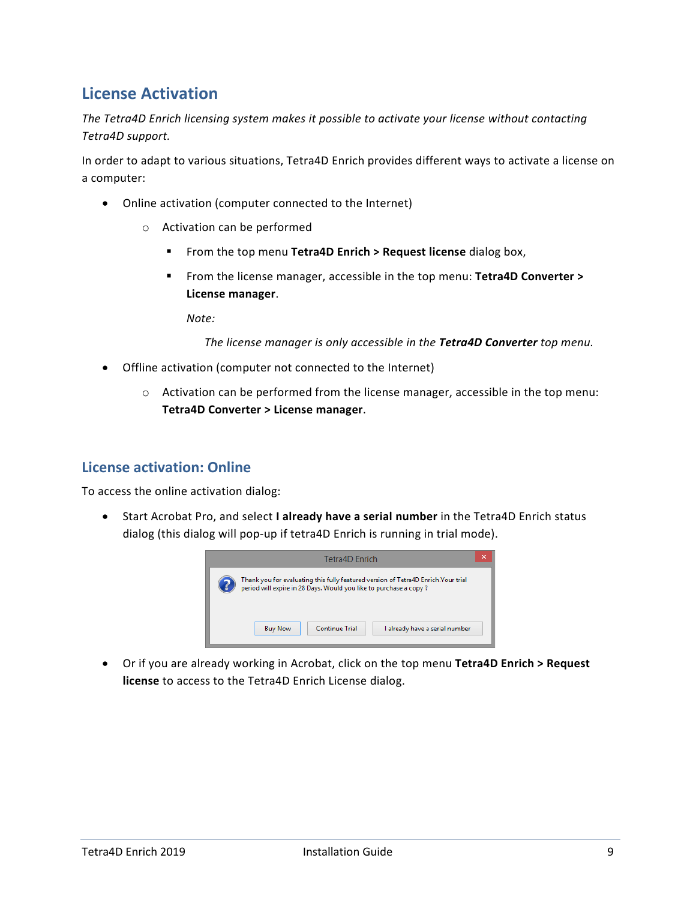## License Activation

*The Tetra4D Enrich licensing system makes it possible to activate your license without contacting Tetra4D support.*

In order to adapt to various situations, Tetra4D Enrich provides different ways to activate a license on a computer:

- Online activation (computer connected to the Internet)
  - Activation can be performed
    - From the top menu **Tetra4D Enrich > Request license** dialog box,
    - From the license manager, accessible in the top menu: **Tetra4D Converter > License manager**.

      *Note:*

      *The license manager is only accessible in the **Tetra4D Converter** top menu.*
- Offline activation (computer not connected to the Internet)
  - Activation can be performed from the license manager, accessible in the top menu: **Tetra4D Converter > License manager**.

### License activation: Online

To access the online activation dialog:

- Start Acrobat Pro, and select **I already have a serial number** in the Tetra4D Enrich status dialog (this dialog will pop-up if tetra4D Enrich is running in trial mode).

- Or if you are already working in Acrobat, click on the top menu **Tetra4D Enrich > Request license** to access to the Tetra4D Enrich License dialog.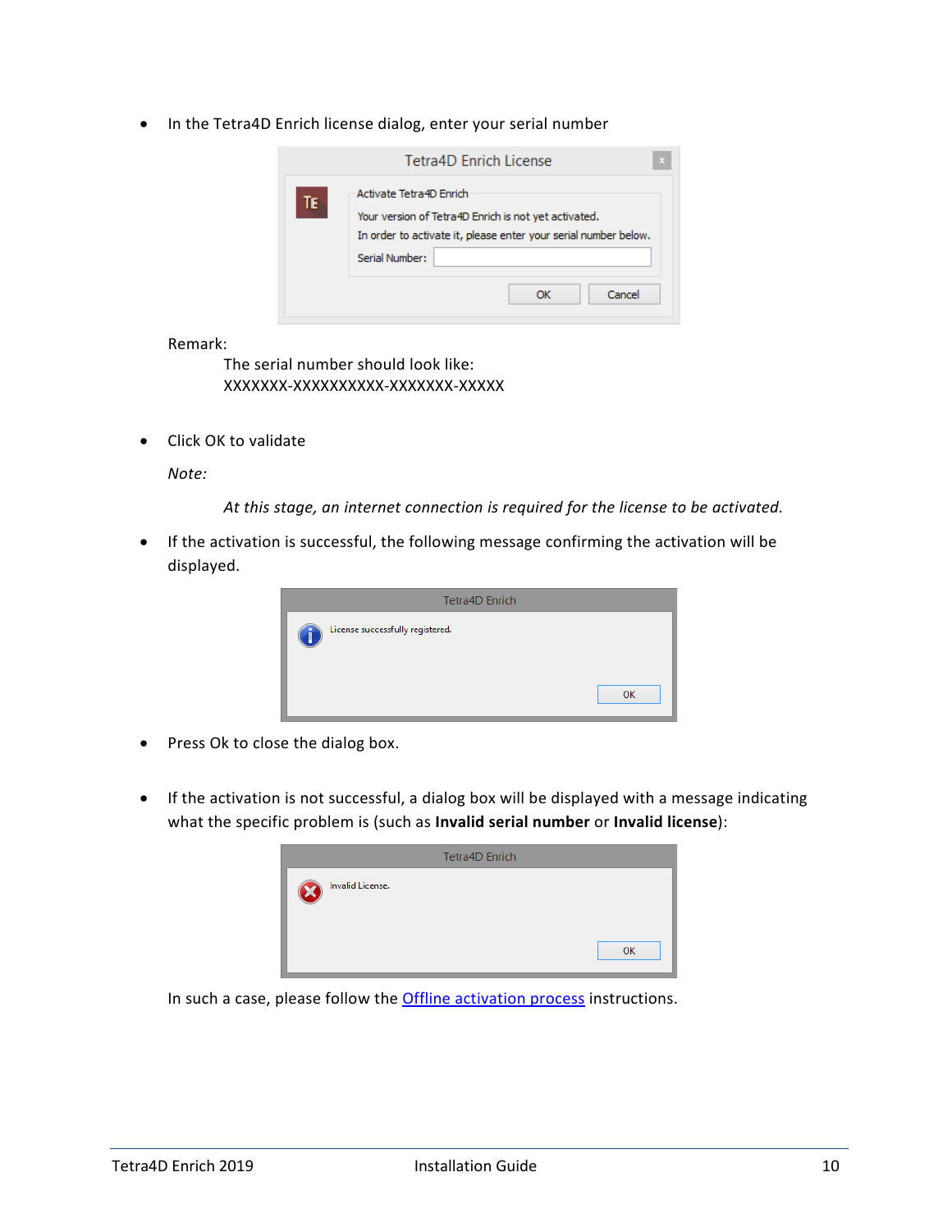- In the Tetra4D Enrich license dialog, enter your serial number

Remark:

The serial number should look like:
XXXXXXX-XXXXXXXXXX-XXXXXXX-XXXXX

- Click OK to validate

*Note:*

*At this stage, an internet connection is required for the license to be activated.*

- If the activation is successful, the following message confirming the activation will be displayed.

- Press Ok to close the dialog box.

- If the activation is not successful, a dialog box will be displayed with a message indicating what the specific problem is (such as **Invalid serial number** or **Invalid license**):

In such a case, please follow the Offline activation process instructions.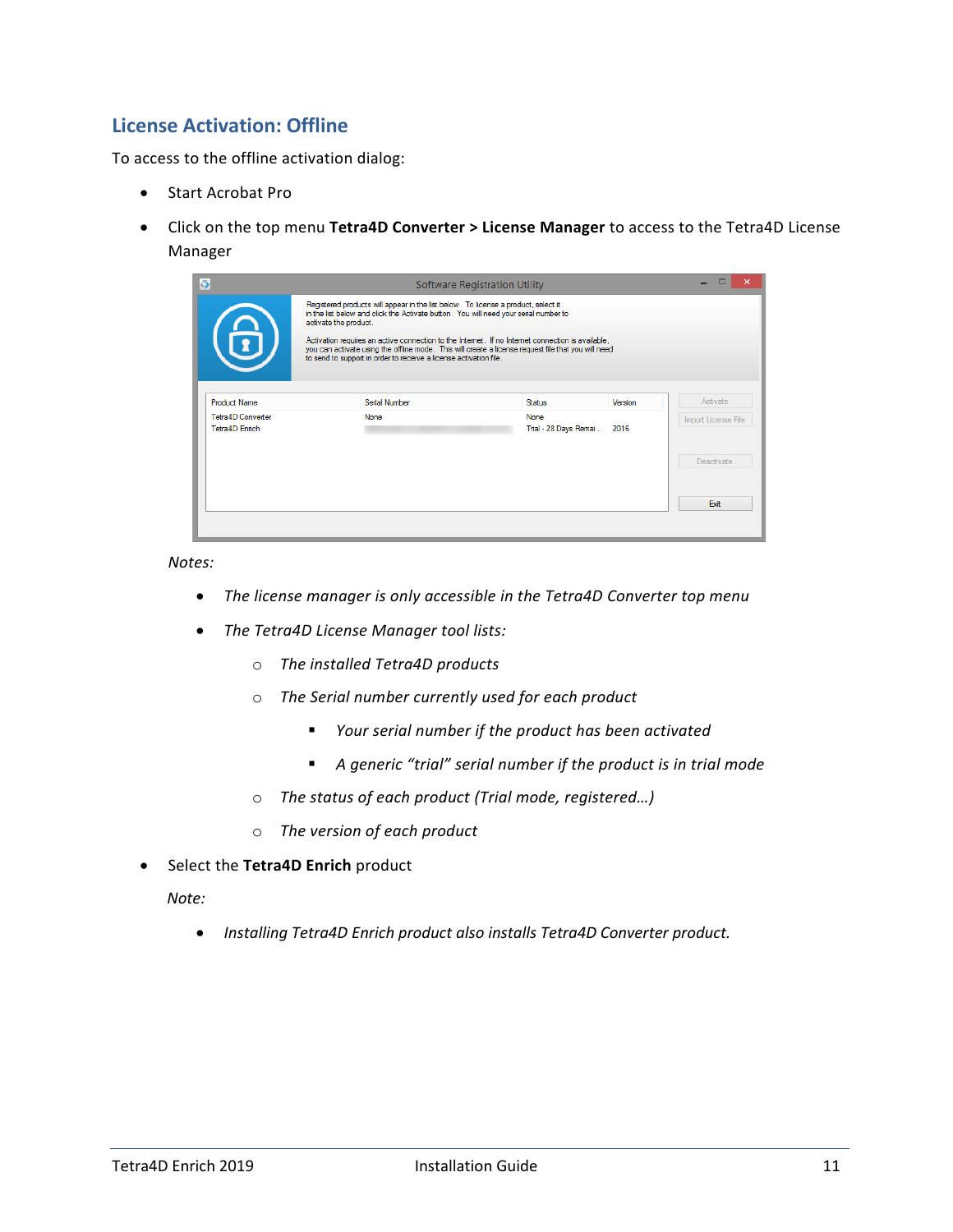## License Activation: Offline

To access to the offline activation dialog:

- Start Acrobat Pro
- Click on the top menu **Tetra4D Converter > License Manager** to access to the Tetra4D License Manager

  *Notes:*

  - *The license manager is only accessible in the Tetra4D Converter top menu*
  - *The Tetra4D License Manager tool lists:*
    - *The installed Tetra4D products*
    - *The Serial number currently used for each product*
      - *Your serial number if the product has been activated*
      - *A generic "trial" serial number if the product is in trial mode*
    - *The status of each product (Trial mode, registered…)*
    - *The version of each product*

- Select the **Tetra4D Enrich** product

  *Note:*

  - *Installing Tetra4D Enrich product also installs Tetra4D Converter product.*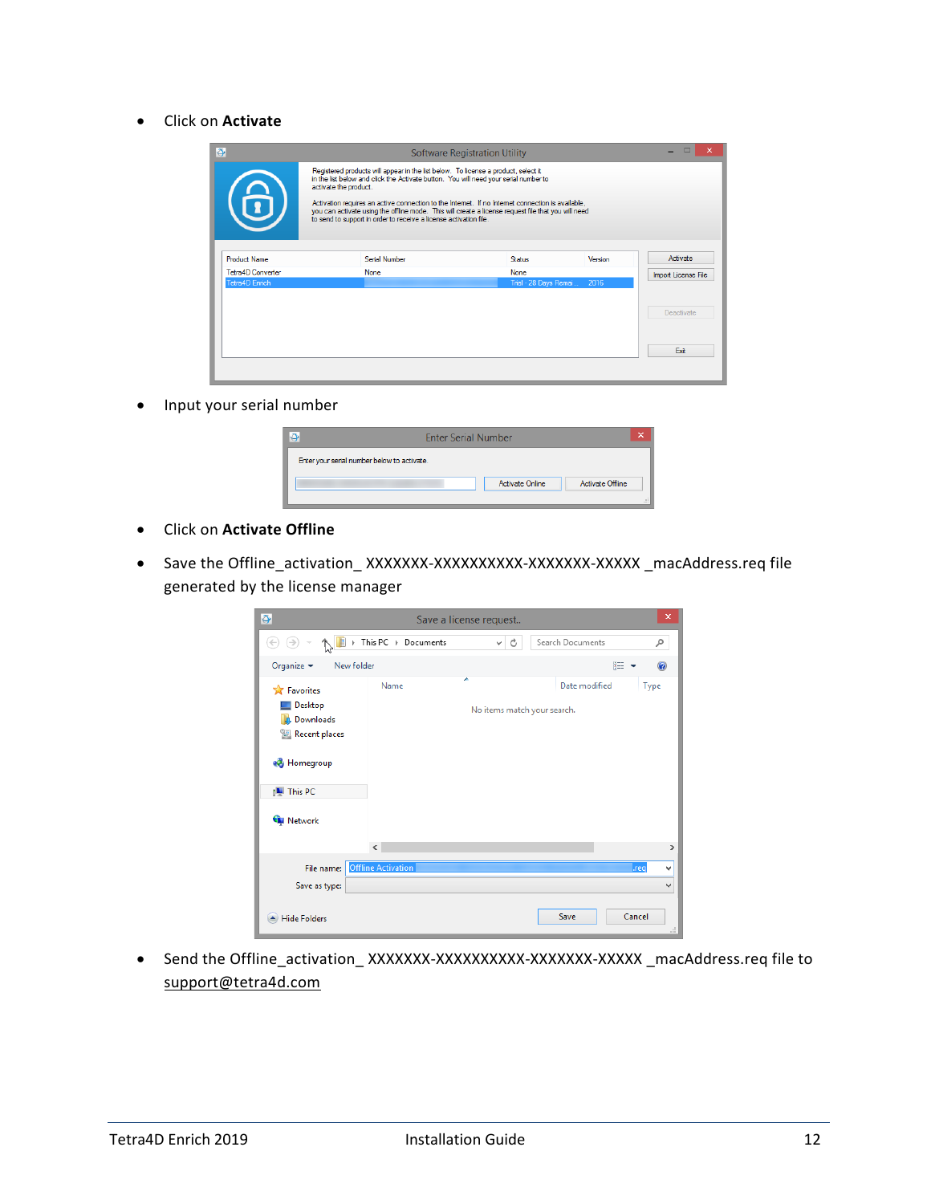- Click on **Activate**

- Input your serial number

- Click on **Activate Offline**

- Save the Offline_activation_ XXXXXXX-XXXXXXXXXX-XXXXXXX-XXXXX _macAddress.req file generated by the license manager

- Send the Offline_activation_ XXXXXXX-XXXXXXXXXX-XXXXXXX-XXXXX _macAddress.req file to support@tetra4d.com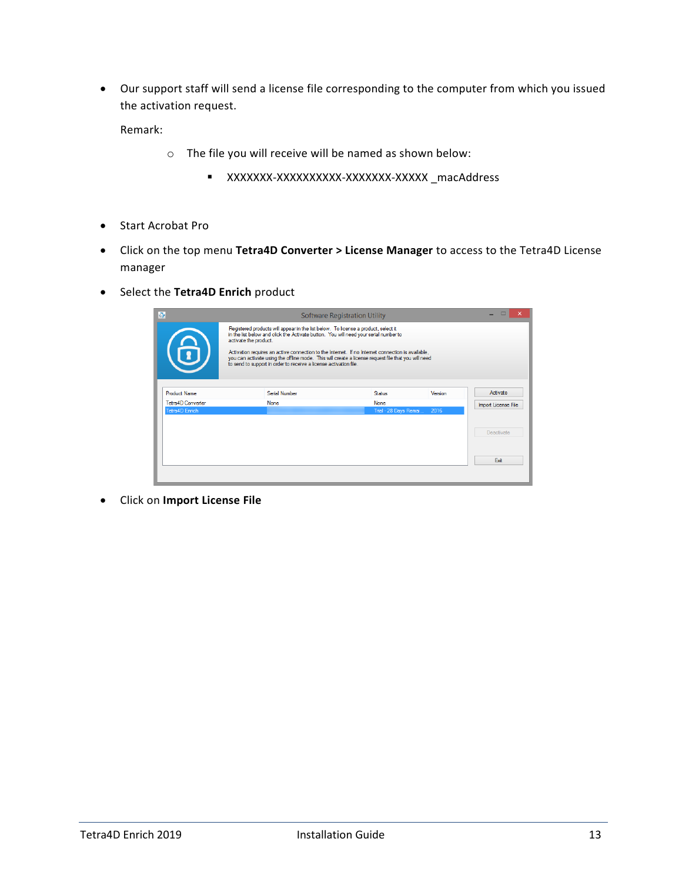- Our support staff will send a license file corresponding to the computer from which you issued the activation request.

  Remark:

  - The file you will receive will be named as shown below:
    - XXXXXXX-XXXXXXXXXX-XXXXXXX-XXXXX _macAddress

- Start Acrobat Pro
- Click on the top menu **Tetra4D Converter > License Manager** to access to the Tetra4D License manager
- Select the **Tetra4D Enrich** product
- Click on **Import License File**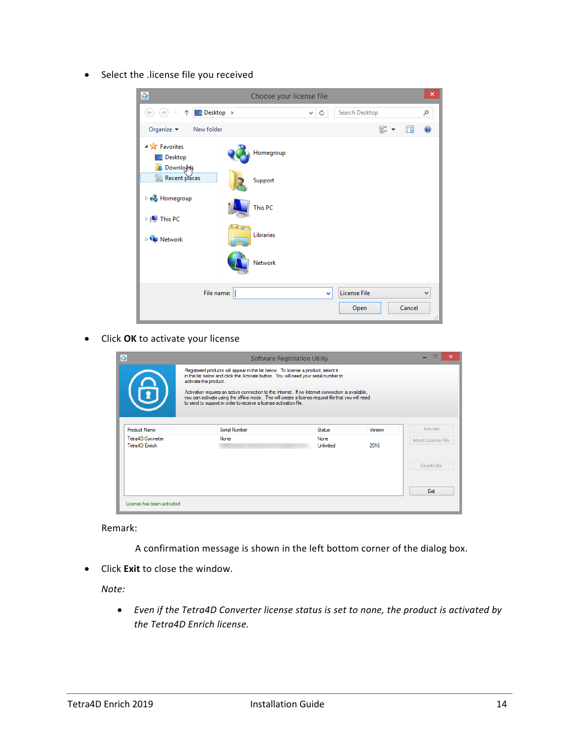- Select the .license file you received

- Click **OK** to activate your license

Remark:

A confirmation message is shown in the left bottom corner of the dialog box.

- Click **Exit** to close the window.

*Note:*

- *Even if the Tetra4D Converter license status is set to none, the product is activated by the Tetra4D Enrich license.*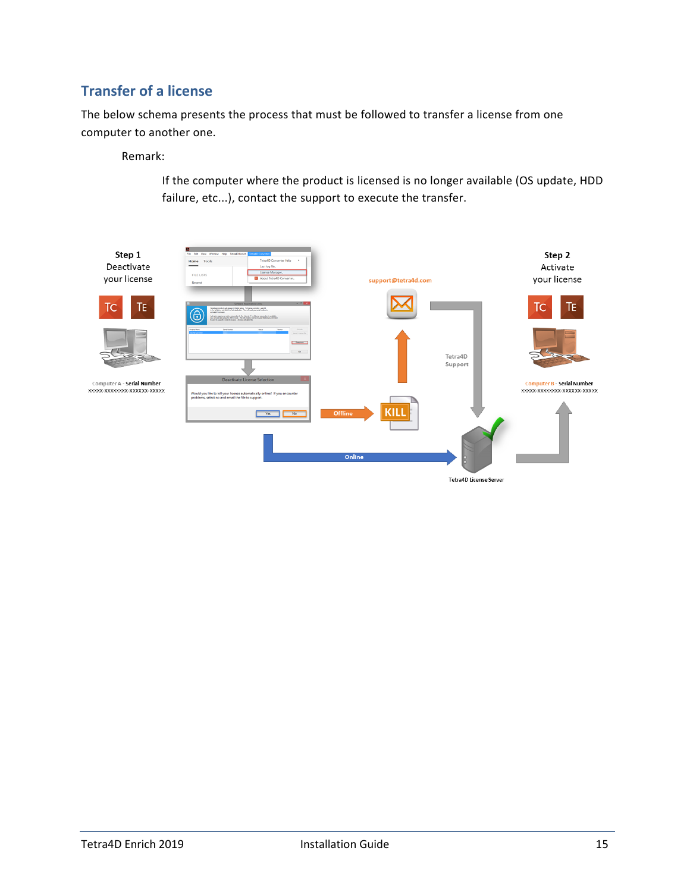## Transfer of a license

The below schema presents the process that must be followed to transfer a license from one computer to another one.

Remark:

If the computer where the product is licensed is no longer available (OS update, HDD failure, etc...), contact the support to execute the transfer.

**Step 1**
Deactivate your license

Computer A - **Serial Number**
XXXXX-XXXXXXXX-XXXXXX-XXXXX

support@tetra4d.com

Tetra4D Support

Offline

KILL

Online

Tetra4D License Server

**Step 2**
Activate your license

Computer B - **Serial Number**
XXXXX-XXXXXXXX-XXXXXX-XXXXX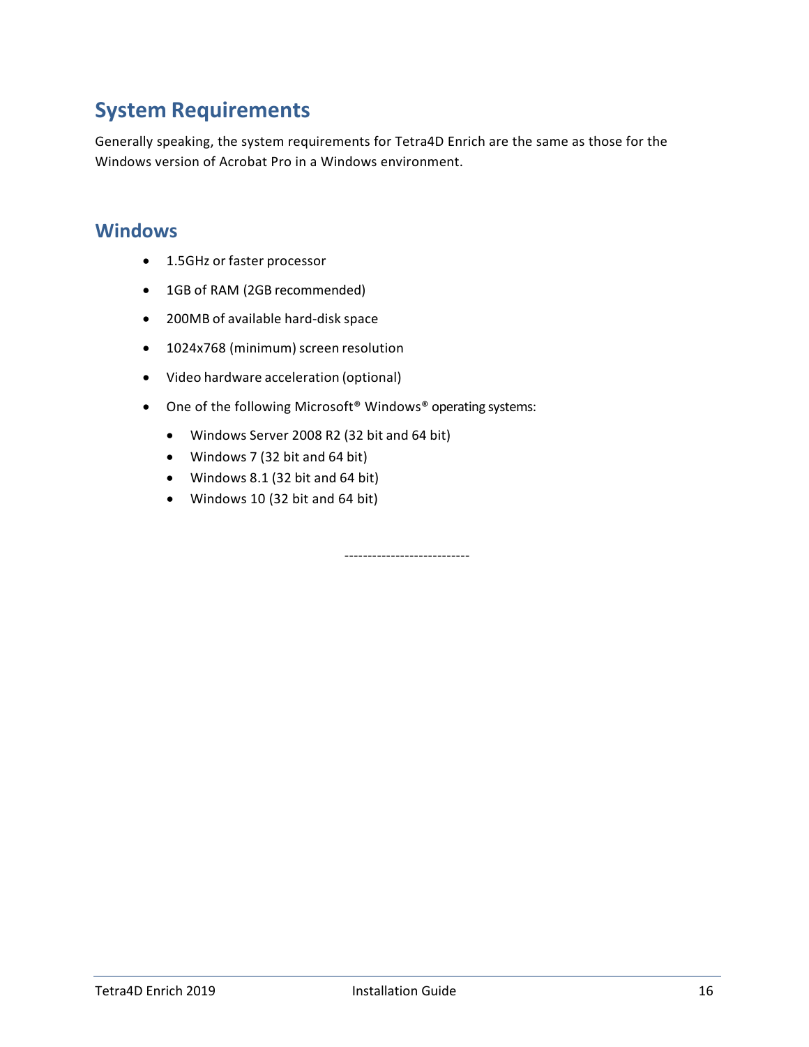# System Requirements

Generally speaking, the system requirements for Tetra4D Enrich are the same as those for the Windows version of Acrobat Pro in a Windows environment.

## Windows

- 1.5GHz or faster processor
- 1GB of RAM (2GB recommended)
- 200MB of available hard-disk space
- 1024x768 (minimum) screen resolution
- Video hardware acceleration (optional)
- One of the following Microsoft® Windows® operating systems:
  - Windows Server 2008 R2 (32 bit and 64 bit)
  - Windows 7 (32 bit and 64 bit)
  - Windows 8.1 (32 bit and 64 bit)
  - Windows 10 (32 bit and 64 bit)

---------------------------